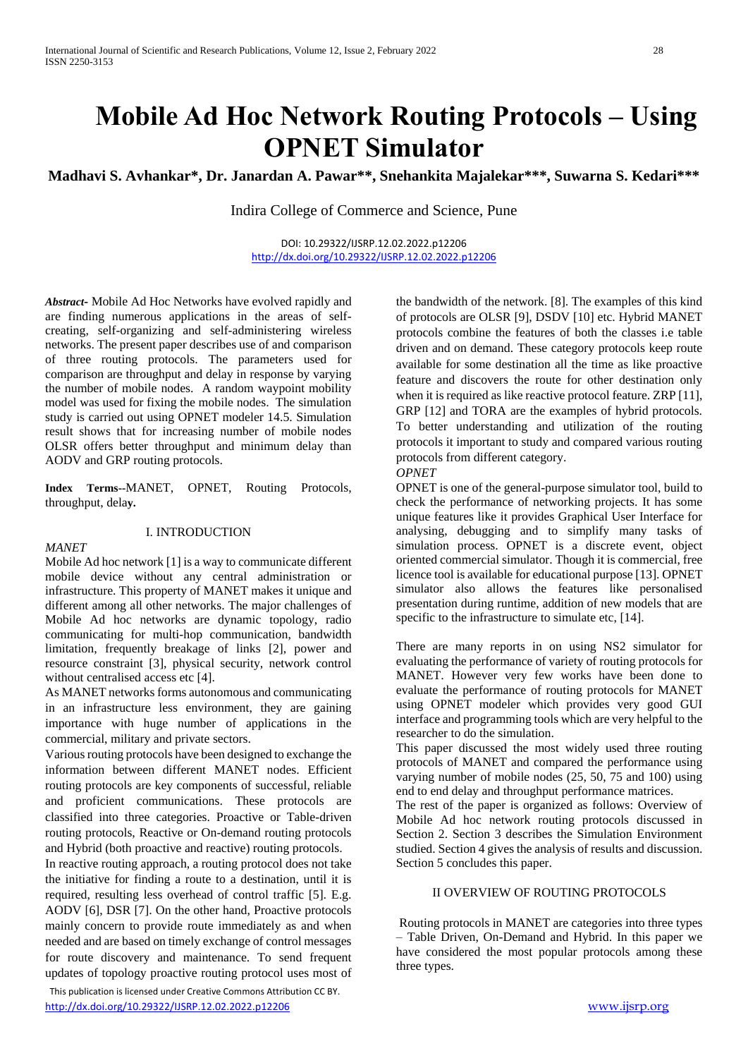# Mobile Ad Hoc Network Routing Protocols – Using OPNET Simulator

**Madhavi S. Avhankar\*, Dr. Janardan A. Pawar\*\*, Snehankita Majalekar\*\*\*, Suwarna S. Kedari\*\*\***

Indira College of Commerce and Science, Pune

DOI: 10.29322/IJSRP.12.02.2022.p12206
http://dx.doi.org/10.29322/IJSRP.12.02.2022.p12206

***Abstract-*** Mobile Ad Hoc Networks have evolved rapidly and are finding numerous applications in the areas of self-creating, self-organizing and self-administering wireless networks. The present paper describes use of and comparison of three routing protocols. The parameters used for comparison are throughput and delay in response by varying the number of mobile nodes. A random waypoint mobility model was used for fixing the mobile nodes. The simulation study is carried out using OPNET modeler 14.5. Simulation result shows that for increasing number of mobile nodes OLSR offers better throughput and minimum delay than AODV and GRP routing protocols.

**Index Terms--**MANET, OPNET, Routing Protocols, throughput, delay**.**

## I. INTRODUCTION

*MANET*

Mobile Ad hoc network [1] is a way to communicate different mobile device without any central administration or infrastructure. This property of MANET makes it unique and different among all other networks. The major challenges of Mobile Ad hoc networks are dynamic topology, radio communicating for multi-hop communication, bandwidth limitation, frequently breakage of links [2], power and resource constraint [3], physical security, network control without centralised access etc [4].

As MANET networks forms autonomous and communicating in an infrastructure less environment, they are gaining importance with huge number of applications in the commercial, military and private sectors.

Various routing protocols have been designed to exchange the information between different MANET nodes. Efficient routing protocols are key components of successful, reliable and proficient communications. These protocols are classified into three categories. Proactive or Table-driven routing protocols, Reactive or On-demand routing protocols and Hybrid (both proactive and reactive) routing protocols.

In reactive routing approach, a routing protocol does not take the initiative for finding a route to a destination, until it is required, resulting less overhead of control traffic [5]. E.g. AODV [6], DSR [7]. On the other hand, Proactive protocols mainly concern to provide route immediately as and when needed and are based on timely exchange of control messages for route discovery and maintenance. To send frequent updates of topology proactive routing protocol uses most of the bandwidth of the network. [8]. The examples of this kind of protocols are OLSR [9], DSDV [10] etc. Hybrid MANET protocols combine the features of both the classes i.e table driven and on demand. These category protocols keep route available for some destination all the time as like proactive feature and discovers the route for other destination only when it is required as like reactive protocol feature. ZRP [11], GRP [12] and TORA are the examples of hybrid protocols. To better understanding and utilization of the routing protocols it important to study and compared various routing protocols from different category.

*OPNET*

OPNET is one of the general-purpose simulator tool, build to check the performance of networking projects. It has some unique features like it provides Graphical User Interface for analysing, debugging and to simplify many tasks of simulation process. OPNET is a discrete event, object oriented commercial simulator. Though it is commercial, free licence tool is available for educational purpose [13]. OPNET simulator also allows the features like personalised presentation during runtime, addition of new models that are specific to the infrastructure to simulate etc, [14].

There are many reports in on using NS2 simulator for evaluating the performance of variety of routing protocols for MANET. However very few works have been done to evaluate the performance of routing protocols for MANET using OPNET modeler which provides very good GUI interface and programming tools which are very helpful to the researcher to do the simulation.

This paper discussed the most widely used three routing protocols of MANET and compared the performance using varying number of mobile nodes (25, 50, 75 and 100) using end to end delay and throughput performance matrices.

The rest of the paper is organized as follows: Overview of Mobile Ad hoc network routing protocols discussed in Section 2. Section 3 describes the Simulation Environment studied. Section 4 gives the analysis of results and discussion. Section 5 concludes this paper.

## II OVERVIEW OF ROUTING PROTOCOLS

Routing protocols in MANET are categories into three types – Table Driven, On-Demand and Hybrid. In this paper we have considered the most popular protocols among these three types.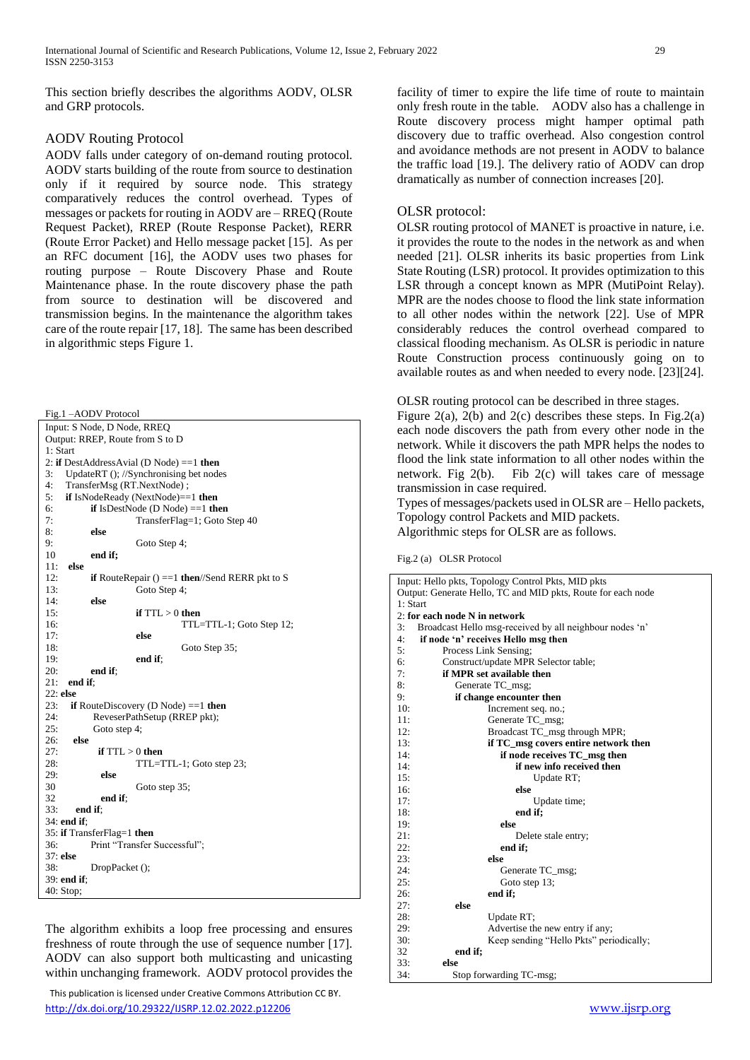This section briefly describes the algorithms AODV, OLSR and GRP protocols.

## AODV Routing Protocol

AODV falls under category of on-demand routing protocol. AODV starts building of the route from source to destination only if it required by source node. This strategy comparatively reduces the control overhead. Types of messages or packets for routing in AODV are – RREQ (Route Request Packet), RREP (Route Response Packet), RERR (Route Error Packet) and Hello message packet [15]. As per an RFC document [16], the AODV uses two phases for routing purpose – Route Discovery Phase and Route Maintenance phase. In the route discovery phase the path from source to destination will be discovered and transmission begins. In the maintenance the algorithm takes care of the route repair [17, 18]. The same has been described in algorithmic steps Figure 1.

Fig.1 –AODV Protocol

```
Input: S Node, D Node, RREQ
Output: RREP, Route from S to D
1: Start
2: if DestAddressAvial (D Node) ==1 then
3:    UpdateRT (); //Synchronising bet nodes
4:    TransferMsg (RT.NextNode) ;
5:    if IsNodeReady (NextNode)==1 then
6:        if IsDestNode (D Node) ==1 then
7:                TransferFlag=1; Goto Step 40
8:        else
9:                Goto Step 4;
10        end if;
11:   else
12:       if RouteRepair () ==1 then//Send RERR pkt to S
13:               Goto Step 4;
14:       else
15:               if TTL > 0 then
16:                       TTL=TTL-1; Goto Step 12;
17:               else
18:                       Goto Step 35;
19:               end if;
20:       end if;
21:   end if;
22: else
23:   if RouteDiscovery (D Node) ==1 then
24:       ReveserPathSetup (RREP pkt);
25:       Goto step 4;
26:   else
27:       if TTL > 0 then
28:               TTL=TTL-1; Goto step 23;
29:       else
30                Goto step 35;
32        end if;
33:   end if;
34: end if;
35: if TransferFlag=1 then
36:       Print "Transfer Successful";
37: else
38:       DropPacket ();
39: end if;
40: Stop;
```

The algorithm exhibits a loop free processing and ensures freshness of route through the use of sequence number [17]. AODV can also support both multicasting and unicasting within unchanging framework. AODV protocol provides the facility of timer to expire the life time of route to maintain only fresh route in the table. AODV also has a challenge in Route discovery process might hamper optimal path discovery due to traffic overhead. Also congestion control and avoidance methods are not present in AODV to balance the traffic load [19.]. The delivery ratio of AODV can drop dramatically as number of connection increases [20].

## OLSR protocol:

OLSR routing protocol of MANET is proactive in nature, i.e. it provides the route to the nodes in the network as and when needed [21]. OLSR inherits its basic properties from Link State Routing (LSR) protocol. It provides optimization to this LSR through a concept known as MPR (MutiPoint Relay). MPR are the nodes choose to flood the link state information to all other nodes within the network [22]. Use of MPR considerably reduces the control overhead compared to classical flooding mechanism. As OLSR is periodic in nature Route Construction process continuously going on to available routes as and when needed to every node. [23][24].

OLSR routing protocol can be described in three stages. Figure 2(a), 2(b) and 2(c) describes these steps. In Fig.2(a) each node discovers the path from every other node in the network. While it discovers the path MPR helps the nodes to flood the link state information to all other nodes within the network. Fig 2(b). Fib 2(c) will takes care of message transmission in case required.

Types of messages/packets used in OLSR are – Hello packets, Topology control Packets and MID packets.

Algorithmic steps for OLSR are as follows.

Fig.2 (a) OLSR Protocol

```
Input: Hello pkts, Topology Control Pkts, MID pkts
Output: Generate Hello, TC and MID pkts, Route for each node
1: Start
2: for each node N in network
3:   Broadcast Hello msg-received by all neighbour nodes 'n'
4:   if node 'n' receives Hello msg then
5:       Process Link Sensing;
6:       Construct/update MPR Selector table;
7:       if MPR set available then
8:           Generate TC_msg;
9:           if change encounter then
10:                  Increment seq. no.;
11:                  Generate TC_msg;
12:                  Broadcast TC_msg through MPR;
13:                  if TC_msg covers entire network then
14:                      if node receives TC_msg then
14:                          if new info received then
15:                              Update RT;
16:                          else
17:                              Update time;
18:                          end if;
19:                      else
21:                          Delete stale entry;
22:                      end if;
23:                  else
24:                      Generate TC_msg;
25:                      Goto step 13;
26:                  end if;
27:          else
28:                  Update RT;
29:                  Advertise the new entry if any;
30:                  Keep sending "Hello Pkts" periodically;
32           end if;
33:      else
34:          Stop forwarding TC-msg;
```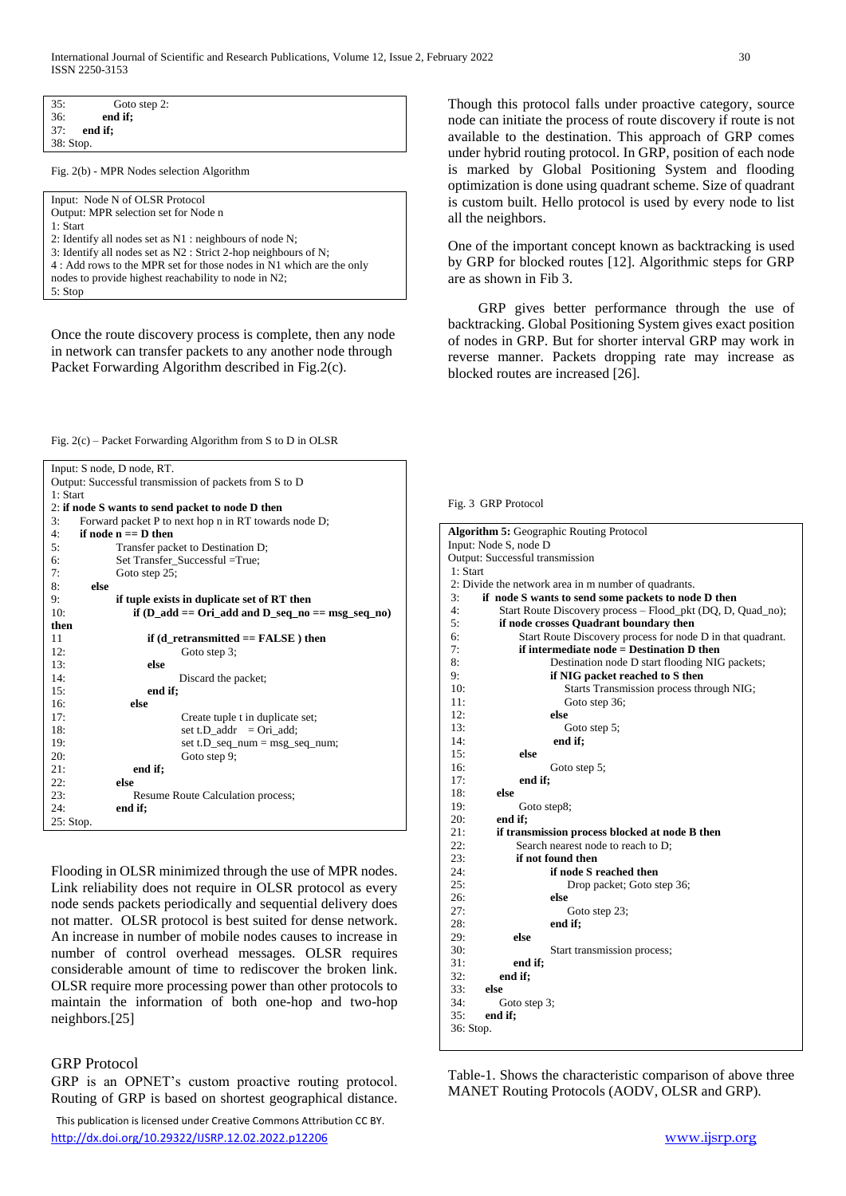```
35:         Goto step 2:
36:      end if;
37:   end if;
38: Stop.
```

Fig. 2(b) - MPR Nodes selection Algorithm

```
Input: Node N of OLSR Protocol
Output: MPR selection set for Node n
1: Start
2: Identify all nodes set as N1 : neighbours of node N;
3: Identify all nodes set as N2 : Strict 2-hop neighbours of N;
4 : Add rows to the MPR set for those nodes in N1 which are the only
nodes to provide highest reachability to node in N2;
5: Stop
```

Once the route discovery process is complete, then any node in network can transfer packets to any another node through Packet Forwarding Algorithm described in Fig.2(c).

Fig. 2(c) – Packet Forwarding Algorithm from S to D in OLSR

```
Input: S node, D node, RT.
Output: Successful transmission of packets from S to D
1: Start
2: if node S wants to send packet to node D then
3:    Forward packet P to next hop n in RT towards node D;
4:    if node n == D then
5:          Transfer packet to Destination D;
6:          Set Transfer_Successful =True;
7:          Goto step 25;
8:    else
9:          if tuple exists in duplicate set of RT then
10:               if (D_add == Ori_add and D_seq_no == msg_seq_no)
then
11                     if (d_retransmitted == FALSE ) then
12:                          Goto step 3;
13:                    else
14:                          Discard the packet;
15:                    end if;
16:               else
17:                          Create tuple t in duplicate set;
18:                          set t.D_addr   = Ori_add;
19:                          set t.D_seq_num = msg_seq_num;
20:                          Goto step 9;
21:               end if;
22:         else
23:               Resume Route Calculation process;
24:         end if;
25: Stop.
```

Flooding in OLSR minimized through the use of MPR nodes. Link reliability does not require in OLSR protocol as every node sends packets periodically and sequential delivery does not matter. OLSR protocol is best suited for dense network. An increase in number of mobile nodes causes to increase in number of control overhead messages. OLSR requires considerable amount of time to rediscover the broken link. OLSR require more processing power than other protocols to maintain the information of both one-hop and two-hop neighbors.[25]

## GRP Protocol

GRP is an OPNET's custom proactive routing protocol. Routing of GRP is based on shortest geographical distance. Though this protocol falls under proactive category, source node can initiate the process of route discovery if route is not available to the destination. This approach of GRP comes under hybrid routing protocol. In GRP, position of each node is marked by Global Positioning System and flooding optimization is done using quadrant scheme. Size of quadrant is custom built. Hello protocol is used by every node to list all the neighbors.

One of the important concept known as backtracking is used by GRP for blocked routes [12]. Algorithmic steps for GRP are as shown in Fib 3.

GRP gives better performance through the use of backtracking. Global Positioning System gives exact position of nodes in GRP. But for shorter interval GRP may work in reverse manner. Packets dropping rate may increase as blocked routes are increased [26].

Fig. 3 GRP Protocol

```
Algorithm 5: Geographic Routing Protocol
Input: Node S, node D
Output: Successful transmission
1: Start
2: Divide the network area in m number of quadrants.
3:    if node S wants to send some packets to node D then
4:       Start Route Discovery process – Flood_pkt (DQ, D, Quad_no);
5:       if node crosses Quadrant boundary then
6:          Start Route Discovery process for node D in that quadrant.
7:          if intermediate node = Destination D then
8:                Destination node D start flooding NIG packets;
9:                if NIG packet reached to S then
10:                   Starts Transmission process through NIG;
11:                   Goto step 36;
12:               else
13:                   Goto step 5;
14:               end if;
15:         else
16:               Goto step 5;
17:         end if;
18:      else
19:         Goto step8;
20:      end if;
21:      if transmission process blocked at node B then
22:         Search nearest node to reach to D;
23:         if not found then
24:               if node S reached then
25:                   Drop packet; Goto step 36;
26:               else
27:                   Goto step 23;
28:               end if;
29:         else
30:               Start transmission process;
31:         end if;
32:      end if;
33:   else
34:      Goto step 3;
35:   end if;
36: Stop.
```

Table-1. Shows the characteristic comparison of above three MANET Routing Protocols (AODV, OLSR and GRP).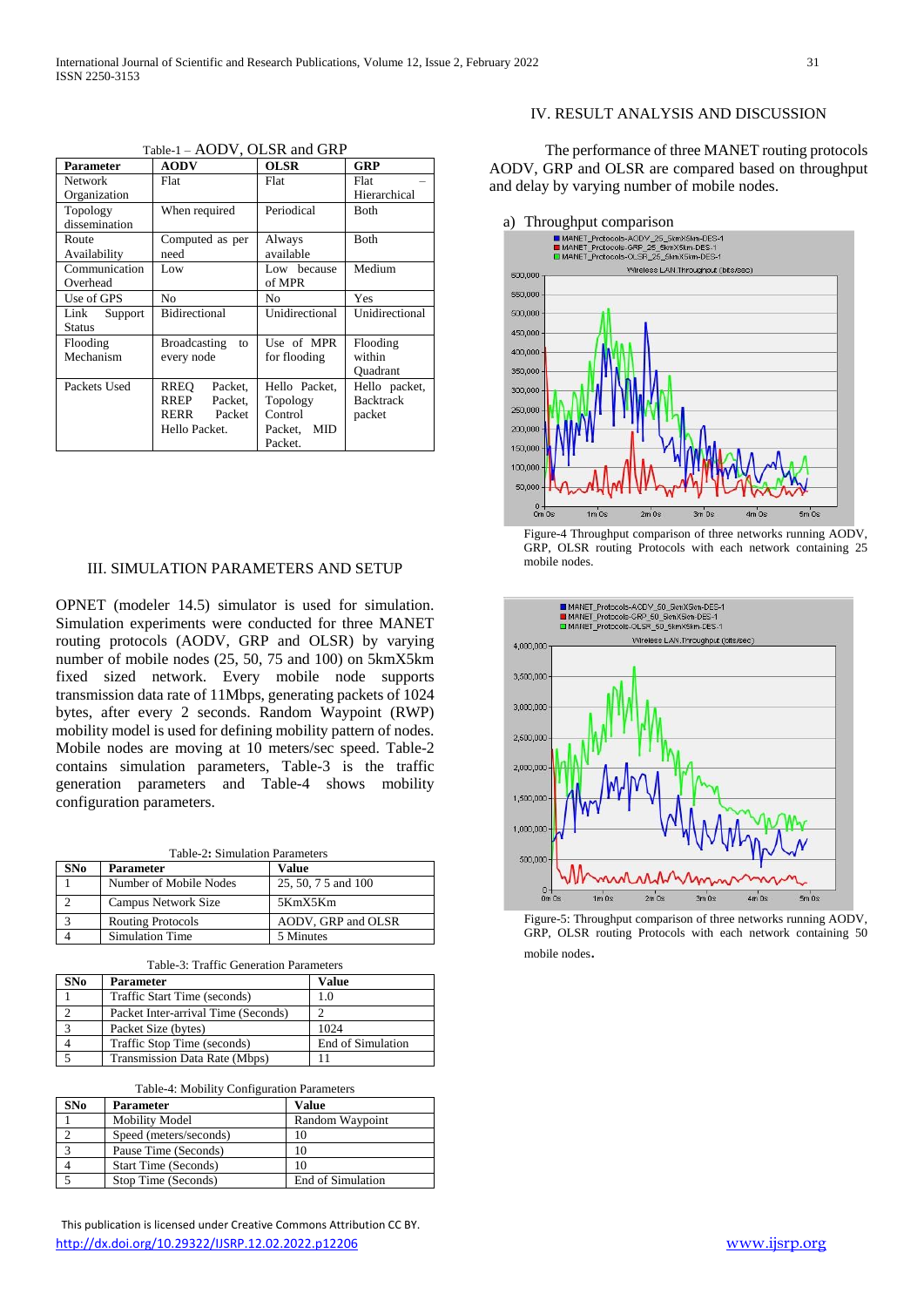Table-1 – AODV, OLSR and GRP

| Parameter | AODV | OLSR | GRP |
|---|---|---|---|
| Network Organization | Flat | Flat | Flat – Hierarchical |
| Topology dissemination | When required | Periodical | Both |
| Route Availability | Computed as per need | Always available | Both |
| Communication Overhead | Low | Low because of MPR | Medium |
| Use of GPS | No | No | Yes |
| Link Support Status | Bidirectional | Unidirectional | Unidirectional |
| Flooding Mechanism | Broadcasting to every node | Use of MPR for flooding | Flooding within Quadrant |
| Packets Used | RREQ Packet, RREP Packet, RERR Packet Hello Packet. | Hello Packet, Topology Control Packet, MID Packet. | Hello packet, Backtrack packet |

## III. SIMULATION PARAMETERS AND SETUP

OPNET (modeler 14.5) simulator is used for simulation. Simulation experiments were conducted for three MANET routing protocols (AODV, GRP and OLSR) by varying number of mobile nodes (25, 50, 75 and 100) on 5kmX5km fixed sized network. Every mobile node supports transmission data rate of 11Mbps, generating packets of 1024 bytes, after every 2 seconds. Random Waypoint (RWP) mobility model is used for defining mobility pattern of nodes. Mobile nodes are moving at 10 meters/sec speed. Table-2 contains simulation parameters, Table-3 is the traffic generation parameters and Table-4 shows mobility configuration parameters.

Table-2: Simulation Parameters

| SNo | Parameter | Value |
|---|---|---|
| 1 | Number of Mobile Nodes | 25, 50, 7 5 and 100 |
| 2 | Campus Network Size | 5KmX5Km |
| 3 | Routing Protocols | AODV, GRP and OLSR |
| 4 | Simulation Time | 5 Minutes |

Table-3: Traffic Generation Parameters

| SNo | Parameter | Value |
|---|---|---|
| 1 | Traffic Start Time (seconds) | 1.0 |
| 2 | Packet Inter-arrival Time (Seconds) | 2 |
| 3 | Packet Size (bytes) | 1024 |
| 4 | Traffic Stop Time (seconds) | End of Simulation |
| 5 | Transmission Data Rate (Mbps) | 11 |

Table-4: Mobility Configuration Parameters

| SNo | Parameter | Value |
|---|---|---|
| 1 | Mobility Model | Random Waypoint |
| 2 | Speed (meters/seconds) | 10 |
| 3 | Pause Time (Seconds) | 10 |
| 4 | Start Time (Seconds) | 10 |
| 5 | Stop Time (Seconds) | End of Simulation |

## IV. RESULT ANALYSIS AND DISCUSSION

The performance of three MANET routing protocols AODV, GRP and OLSR are compared based on throughput and delay by varying number of mobile nodes.

a) Throughput comparison

Figure-4 Throughput comparison of three networks running AODV, GRP, OLSR routing Protocols with each network containing 25 mobile nodes.

Figure-5: Throughput comparison of three networks running AODV, GRP, OLSR routing Protocols with each network containing 50 mobile nodes.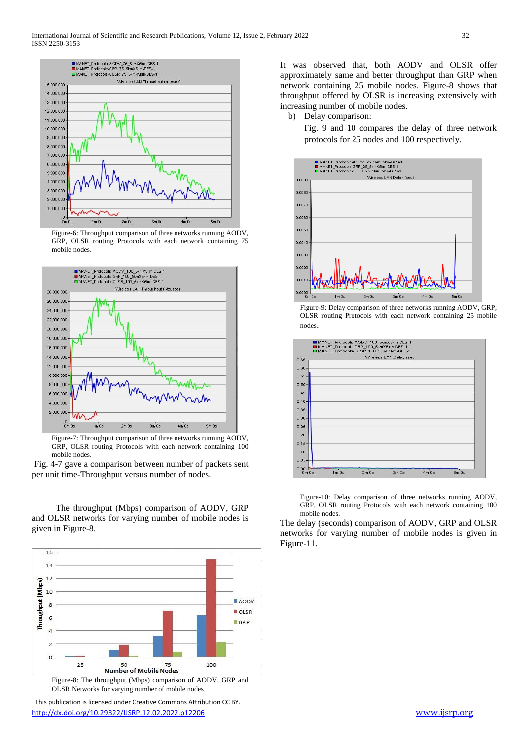Figure-6: Throughput comparison of three networks running AODV, GRP, OLSR routing Protocols with each network containing 75 mobile nodes.

Figure-7: Throughput comparison of three networks running AODV, GRP, OLSR routing Protocols with each network containing 100 mobile nodes.

Fig. 4-7 gave a comparison between number of packets sent per unit time-Throughput versus number of nodes.

The throughput (Mbps) comparison of AODV, GRP and OLSR networks for varying number of mobile nodes is given in Figure-8.

Figure-8: The throughput (Mbps) comparison of AODV, GRP and OLSR Networks for varying number of mobile nodes

It was observed that, both AODV and OLSR offer approximately same and better throughput than GRP when network containing 25 mobile nodes. Figure-8 shows that throughput offered by OLSR is increasing extensively with increasing number of mobile nodes.

b) Delay comparison:

Fig. 9 and 10 compares the delay of three network protocols for 25 nodes and 100 respectively.

Figure-9: Delay comparison of three networks running AODV, GRP, OLSR routing Protocols with each network containing 25 mobile nodes.

Figure-10: Delay comparison of three networks running AODV, GRP, OLSR routing Protocols with each network containing 100 mobile nodes.

The delay (seconds) comparison of AODV, GRP and OLSR networks for varying number of mobile nodes is given in Figure-11.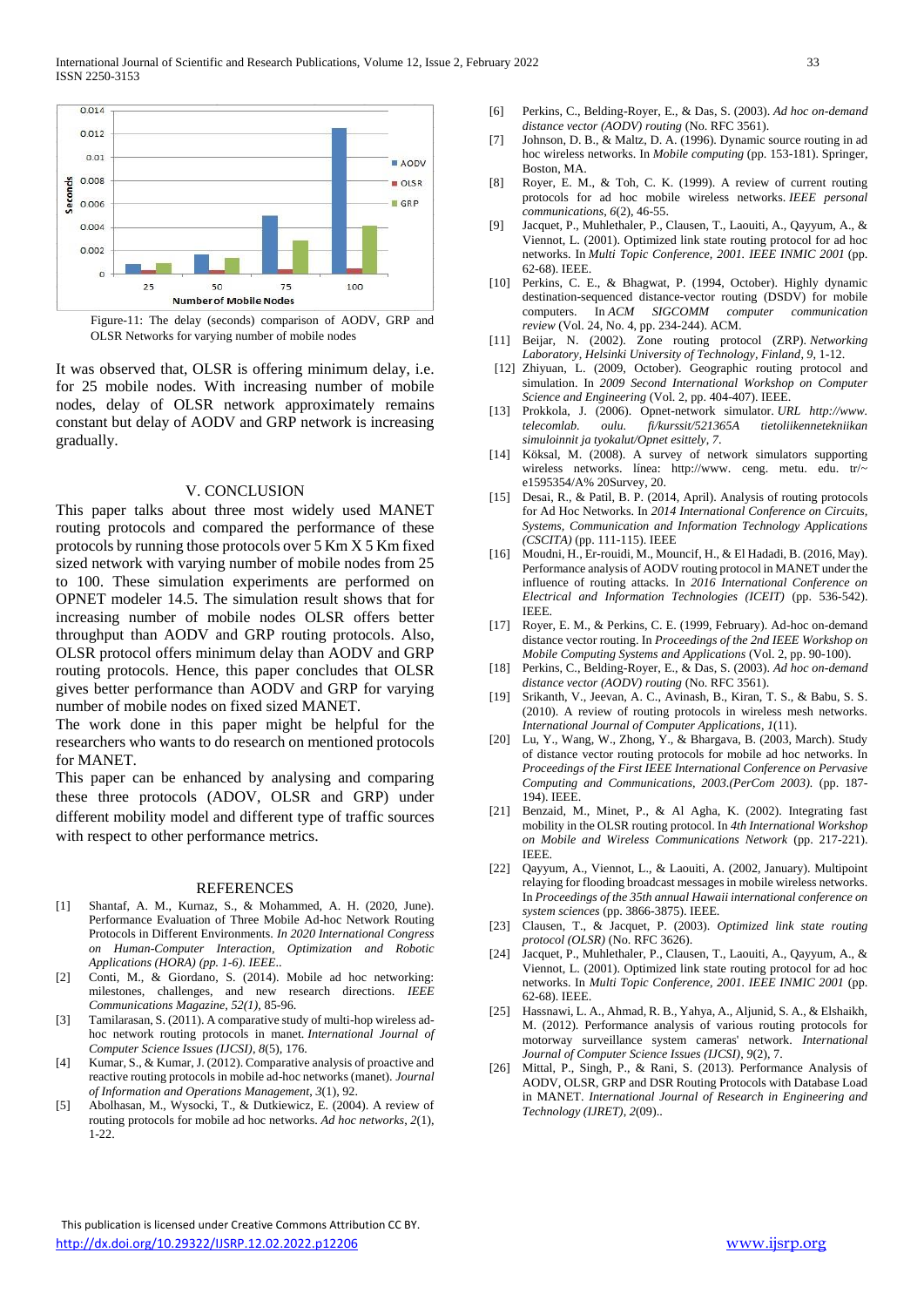0.014
0.012
0.01
0.008
0.006
0.004
0.002
0

Seconds

AODV
OLSR
GRP

25 50 75 100

Number of Mobile Nodes

Figure-11: The delay (seconds) comparison of AODV, GRP and OLSR Networks for varying number of mobile nodes

It was observed that, OLSR is offering minimum delay, i.e. for 25 mobile nodes. With increasing number of mobile nodes, delay of OLSR network approximately remains constant but delay of AODV and GRP network is increasing gradually.

## V. CONCLUSION

This paper talks about three most widely used MANET routing protocols and compared the performance of these protocols by running those protocols over 5 Km X 5 Km fixed sized network with varying number of mobile nodes from 25 to 100. These simulation experiments are performed on OPNET modeler 14.5. The simulation result shows that for increasing number of mobile nodes OLSR offers better throughput than AODV and GRP routing protocols. Also, OLSR protocol offers minimum delay than AODV and GRP routing protocols. Hence, this paper concludes that OLSR gives better performance than AODV and GRP for varying number of mobile nodes on fixed sized MANET.

The work done in this paper might be helpful for the researchers who wants to do research on mentioned protocols for MANET.

This paper can be enhanced by analysing and comparing these three protocols (ADOV, OLSR and GRP) under different mobility model and different type of traffic sources with respect to other performance metrics.

## REFERENCES

[1] Shantaf, A. M., Kurnaz, S., & Mohammed, A. H. (2020, June). Performance Evaluation of Three Mobile Ad-hoc Network Routing Protocols in Different Environments. *In 2020 International Congress on Human-Computer Interaction, Optimization and Robotic Applications (HORA) (pp. 1-6). IEEE.*.

[2] Conti, M., & Giordano, S. (2014). Mobile ad hoc networking: milestones, challenges, and new research directions. *IEEE Communications Magazine, 52(1)*, 85-96.

[3] Tamilarasan, S. (2011). A comparative study of multi-hop wireless ad-hoc network routing protocols in manet. *International Journal of Computer Science Issues (IJCSI)*, *8*(5), 176.

[4] Kumar, S., & Kumar, J. (2012). Comparative analysis of proactive and reactive routing protocols in mobile ad-hoc networks (manet). *Journal of Information and Operations Management*, *3*(1), 92.

[5] Abolhasan, M., Wysocki, T., & Dutkiewicz, E. (2004). A review of routing protocols for mobile ad hoc networks. *Ad hoc networks*, *2*(1), 1-22.

[6] Perkins, C., Belding-Royer, E., & Das, S. (2003). *Ad hoc on-demand distance vector (AODV) routing* (No. RFC 3561).

[7] Johnson, D. B., & Maltz, D. A. (1996). Dynamic source routing in ad hoc wireless networks. In *Mobile computing* (pp. 153-181). Springer, Boston, MA.

[8] Royer, E. M., & Toh, C. K. (1999). A review of current routing protocols for ad hoc mobile wireless networks. *IEEE personal communications*, *6*(2), 46-55.

[9] Jacquet, P., Muhlethaler, P., Clausen, T., Laouiti, A., Qayyum, A., & Viennot, L. (2001). Optimized link state routing protocol for ad hoc networks. In *Multi Topic Conference, 2001. IEEE INMIC 2001* (pp. 62-68). IEEE.

[10] Perkins, C. E., & Bhagwat, P. (1994, October). Highly dynamic destination-sequenced distance-vector routing (DSDV) for mobile computers. In *ACM SIGCOMM computer communication review* (Vol. 24, No. 4, pp. 234-244). ACM.

[11] Beijar, N. (2002). Zone routing protocol (ZRP). *Networking Laboratory, Helsinki University of Technology, Finland*, *9*, 1-12.

[12] Zhiyuan, L. (2009, October). Geographic routing protocol and simulation. In *2009 Second International Workshop on Computer Science and Engineering* (Vol. 2, pp. 404-407). IEEE.

[13] Prokkola, J. (2006). Opnet-network simulator. *URL http://www. telecomlab. oulu. fi/kurssit/521365A tietoliikennetekniikan simuloinnit ja tyokalut/Opnet esittely*, *7*.

[14] Köksal, M. (2008). A survey of network simulators supporting wireless networks. línea: http://www. ceng. metu. edu. tr/~ e1595354/A% 20Survey, 20.

[15] Desai, R., & Patil, B. P. (2014, April). Analysis of routing protocols for Ad Hoc Networks. In *2014 International Conference on Circuits, Systems, Communication and Information Technology Applications (CSCITA)* (pp. 111-115). IEEE

[16] Moudni, H., Er-rouidi, M., Mouncif, H., & El Hadadi, B. (2016, May). Performance analysis of AODV routing protocol in MANET under the influence of routing attacks. In *2016 International Conference on Electrical and Information Technologies (ICEIT)* (pp. 536-542). IEEE.

[17] Royer, E. M., & Perkins, C. E. (1999, February). Ad-hoc on-demand distance vector routing. In *Proceedings of the 2nd IEEE Workshop on Mobile Computing Systems and Applications* (Vol. 2, pp. 90-100).

[18] Perkins, C., Belding-Royer, E., & Das, S. (2003). *Ad hoc on-demand distance vector (AODV) routing* (No. RFC 3561).

[19] Srikanth, V., Jeevan, A. C., Avinash, B., Kiran, T. S., & Babu, S. S. (2010). A review of routing protocols in wireless mesh networks. *International Journal of Computer Applications*, *1*(11).

[20] Lu, Y., Wang, W., Zhong, Y., & Bhargava, B. (2003, March). Study of distance vector routing protocols for mobile ad hoc networks. In *Proceedings of the First IEEE International Conference on Pervasive Computing and Communications, 2003.(PerCom 2003).* (pp. 187-194). IEEE.

[21] Benzaid, M., Minet, P., & Al Agha, K. (2002). Integrating fast mobility in the OLSR routing protocol. In *4th International Workshop on Mobile and Wireless Communications Network* (pp. 217-221). IEEE.

[22] Qayyum, A., Viennot, L., & Laouiti, A. (2002, January). Multipoint relaying for flooding broadcast messages in mobile wireless networks. In *Proceedings of the 35th annual Hawaii international conference on system sciences* (pp. 3866-3875). IEEE.

[23] Clausen, T., & Jacquet, P. (2003). *Optimized link state routing protocol (OLSR)* (No. RFC 3626).

[24] Jacquet, P., Muhlethaler, P., Clausen, T., Laouiti, A., Qayyum, A., & Viennot, L. (2001). Optimized link state routing protocol for ad hoc networks. In *Multi Topic Conference, 2001. IEEE INMIC 2001* (pp. 62-68). IEEE.

[25] Hassnawi, L. A., Ahmad, R. B., Yahya, A., Aljunid, S. A., & Elshaikh, M. (2012). Performance analysis of various routing protocols for motorway surveillance system cameras' network. *International Journal of Computer Science Issues (IJCSI)*, *9*(2), 7.

[26] Mittal, P., Singh, P., & Rani, S. (2013). Performance Analysis of AODV, OLSR, GRP and DSR Routing Protocols with Database Load in MANET. *International Journal of Research in Engineering and Technology (IJRET)*, *2*(09)..